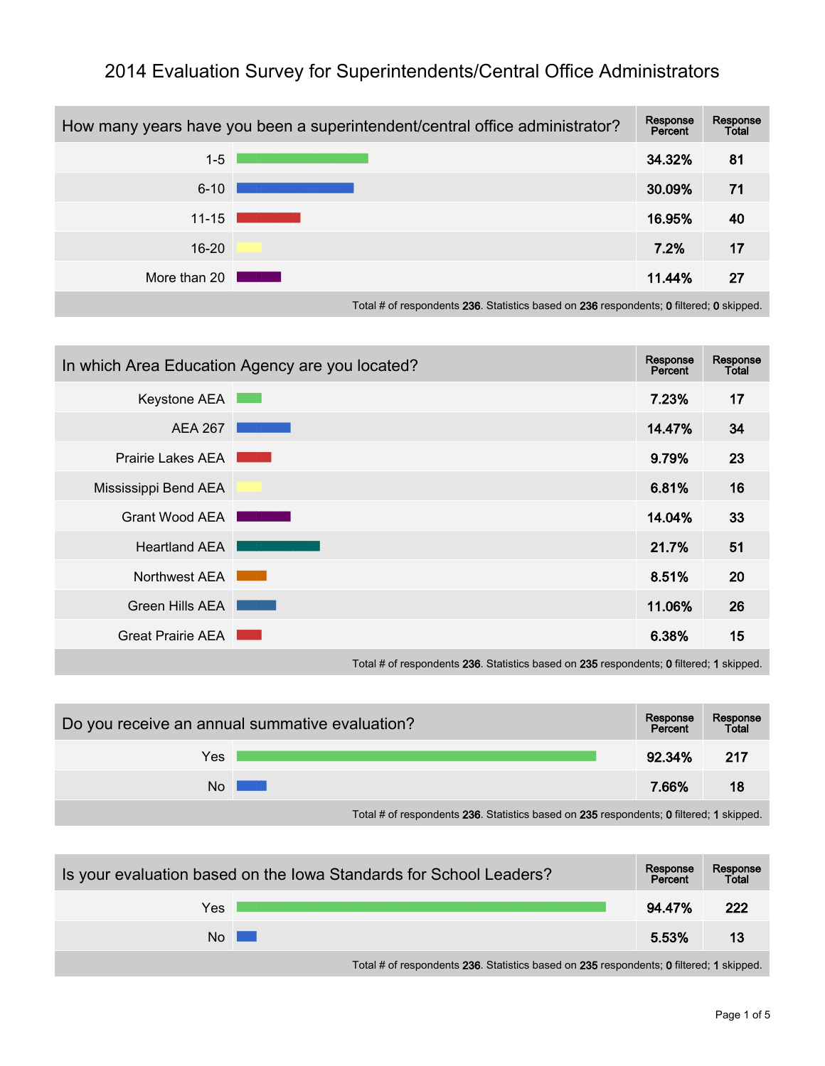# 2014 Evaluation Survey for Superintendents/Central Office Administrators

| How many years have you been a superintendent/central office administrator? | Response Percent | Response Total |
|---|---|---|
| 1-5 | 34.32% | 81 |
| 6-10 | 30.09% | 71 |
| 11-15 | 16.95% | 40 |
| 16-20 | 7.2% | 17 |
| More than 20 | 11.44% | 27 |

Total # of respondents **236**. Statistics based on **236** respondents; **0** filtered; **0** skipped.

| In which Area Education Agency are you located? | Response Percent | Response Total |
|---|---|---|
| Keystone AEA | 7.23% | 17 |
| AEA 267 | 14.47% | 34 |
| Prairie Lakes AEA | 9.79% | 23 |
| Mississippi Bend AEA | 6.81% | 16 |
| Grant Wood AEA | 14.04% | 33 |
| Heartland AEA | 21.7% | 51 |
| Northwest AEA | 8.51% | 20 |
| Green Hills AEA | 11.06% | 26 |
| Great Prairie AEA | 6.38% | 15 |

Total # of respondents **236**. Statistics based on **235** respondents; **0** filtered; **1** skipped.

| Do you receive an annual summative evaluation? | Response Percent | Response Total |
|---|---|---|
| Yes | 92.34% | 217 |
| No | 7.66% | 18 |

Total # of respondents **236**. Statistics based on **235** respondents; **0** filtered; **1** skipped.

| Is your evaluation based on the Iowa Standards for School Leaders? | Response Percent | Response Total |
|---|---|---|
| Yes | 94.47% | 222 |
| No | 5.53% | 13 |

Total # of respondents **236**. Statistics based on **235** respondents; **0** filtered; **1** skipped.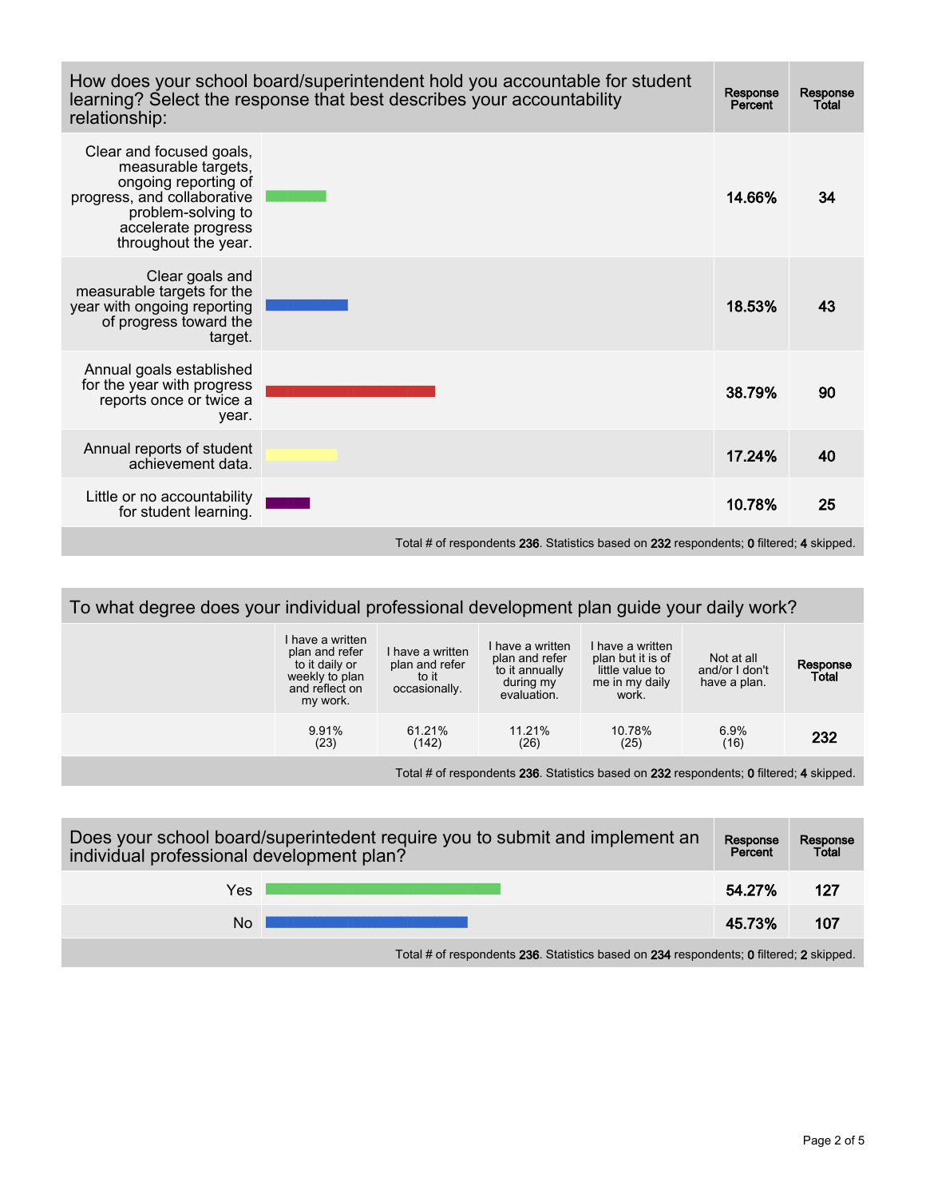| How does your school board/superintendent hold you accountable for student learning? Select the response that best describes your accountability relationship: | Response Percent | Response Total |
|---|---|---|
| Clear and focused goals, measurable targets, ongoing reporting of progress, and collaborative problem-solving to accelerate progress throughout the year. | 14.66% | 34 |
| Clear goals and measurable targets for the year with ongoing reporting of progress toward the target. | 18.53% | 43 |
| Annual goals established for the year with progress reports once or twice a year. | 38.79% | 90 |
| Annual reports of student achievement data. | 17.24% | 40 |
| Little or no accountability for student learning. | 10.78% | 25 |

Total # of respondents **236**. Statistics based on **232** respondents; **0** filtered; **4** skipped.

**To what degree does your individual professional development plan guide your daily work?**

| I have a written plan and refer to it daily or weekly to plan and reflect on my work. | I have a written plan and refer to it occasionally. | I have a written plan and refer to it annually during my evaluation. | I have a written plan but it is of little value to me in my daily work. | Not at all and/or I don't have a plan. | Response Total |
|---|---|---|---|---|---|
| 9.91% (23) | 61.21% (142) | 11.21% (26) | 10.78% (25) | 6.9% (16) | 232 |

Total # of respondents **236**. Statistics based on **232** respondents; **0** filtered; **4** skipped.

| Does your school board/superintedent require you to submit and implement an individual professional development plan? | Response Percent | Response Total |
|---|---|---|
| Yes | 54.27% | 127 |
| No | 45.73% | 107 |

Total # of respondents **236**. Statistics based on **234** respondents; **0** filtered; **2** skipped.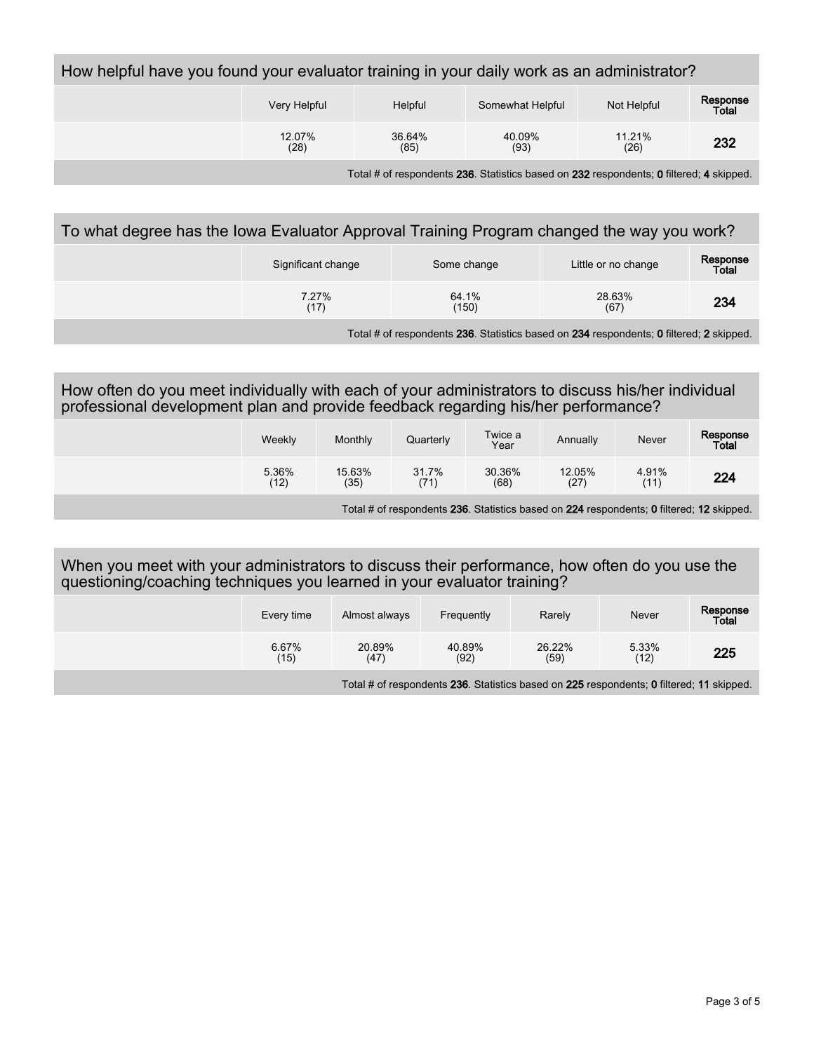## How helpful have you found your evaluator training in your daily work as an administrator?

| | Very Helpful | Helpful | Somewhat Helpful | Not Helpful | Response Total |
|---|---|---|---|---|---|
| | 12.07% (28) | 36.64% (85) | 40.09% (93) | 11.21% (26) | **232** |

Total # of respondents **236**. Statistics based on **232** respondents; **0** filtered; **4** skipped.

## To what degree has the Iowa Evaluator Approval Training Program changed the way you work?

| | Significant change | Some change | Little or no change | Response Total |
|---|---|---|---|---|
| | 7.27% (17) | 64.1% (150) | 28.63% (67) | **234** |

Total # of respondents **236**. Statistics based on **234** respondents; **0** filtered; **2** skipped.

## How often do you meet individually with each of your administrators to discuss his/her individual professional development plan and provide feedback regarding his/her performance?

| | Weekly | Monthly | Quarterly | Twice a Year | Annually | Never | Response Total |
|---|---|---|---|---|---|---|---|
| | 5.36% (12) | 15.63% (35) | 31.7% (71) | 30.36% (68) | 12.05% (27) | 4.91% (11) | **224** |

Total # of respondents **236**. Statistics based on **224** respondents; **0** filtered; **12** skipped.

## When you meet with your administrators to discuss their performance, how often do you use the questioning/coaching techniques you learned in your evaluator training?

| | Every time | Almost always | Frequently | Rarely | Never | Response Total |
|---|---|---|---|---|---|---|
| | 6.67% (15) | 20.89% (47) | 40.89% (92) | 26.22% (59) | 5.33% (12) | **225** |

Total # of respondents **236**. Statistics based on **225** respondents; **0** filtered; **11** skipped.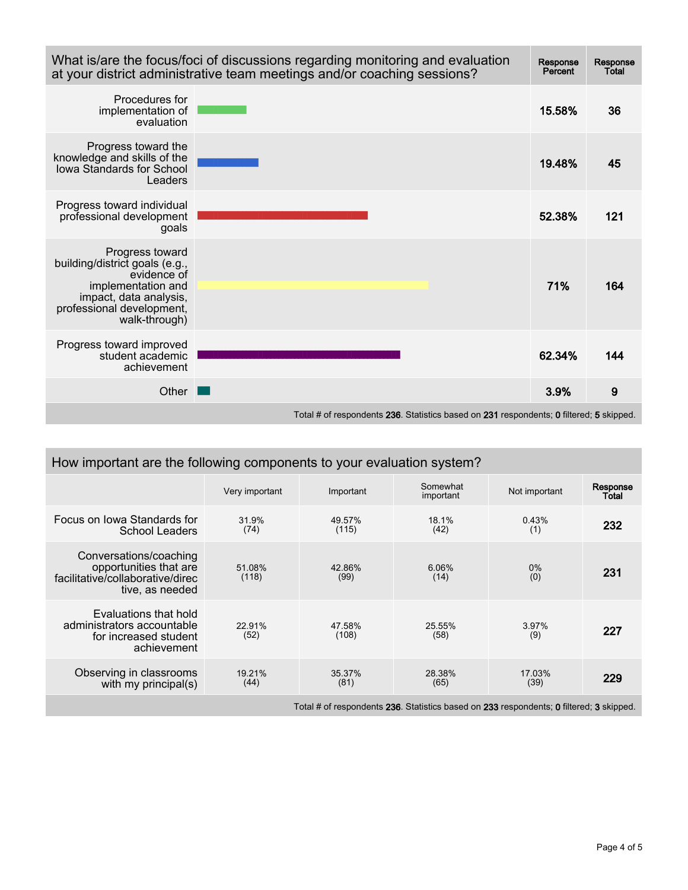| What is/are the focus/foci of discussions regarding monitoring and evaluation at your district administrative team meetings and/or coaching sessions? | Response Percent | Response Total |
|---|---|---|
| Procedures for implementation of evaluation | 15.58% | 36 |
| Progress toward the knowledge and skills of the Iowa Standards for School Leaders | 19.48% | 45 |
| Progress toward individual professional development goals | 52.38% | 121 |
| Progress toward building/district goals (e.g., evidence of implementation and impact, data analysis, professional development, walk-through) | 71% | 164 |
| Progress toward improved student academic achievement | 62.34% | 144 |
| Other | 3.9% | 9 |

Total # of respondents **236**. Statistics based on **231** respondents; **0** filtered; **5** skipped.

| How important are the following components to your evaluation system? | Very important | Important | Somewhat important | Not important | Response Total |
|---|---|---|---|---|---|
| Focus on Iowa Standards for School Leaders | 31.9% (74) | 49.57% (115) | 18.1% (42) | 0.43% (1) | 232 |
| Conversations/coaching opportunities that are facilitative/collaborative/directive, as needed | 51.08% (118) | 42.86% (99) | 6.06% (14) | 0% (0) | 231 |
| Evaluations that hold administrators accountable for increased student achievement | 22.91% (52) | 47.58% (108) | 25.55% (58) | 3.97% (9) | 227 |
| Observing in classrooms with my principal(s) | 19.21% (44) | 35.37% (81) | 28.38% (65) | 17.03% (39) | 229 |

Total # of respondents **236**. Statistics based on **233** respondents; **0** filtered; **3** skipped.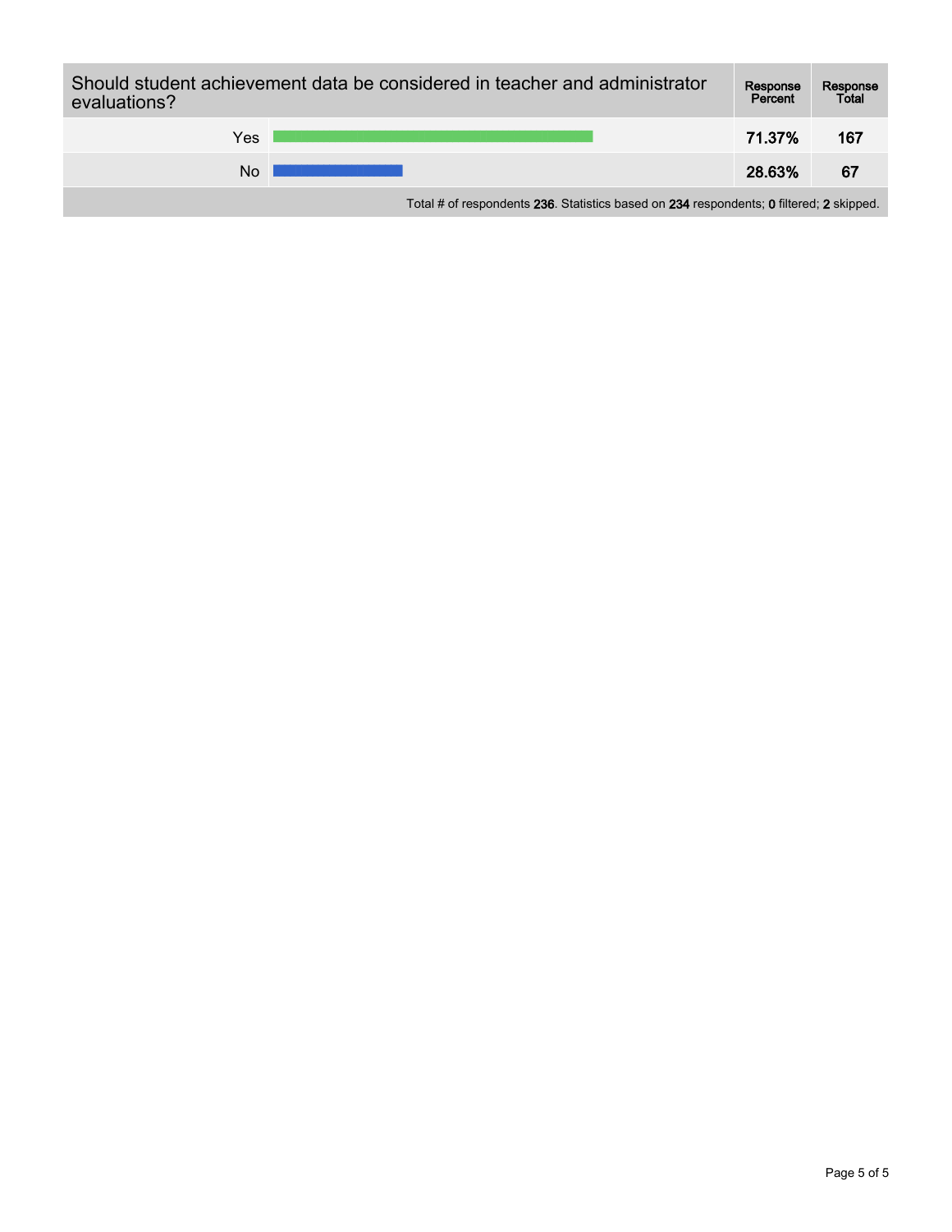| Should student achievement data be considered in teacher and administrator evaluations? | Response Percent | Response Total |
|---|---|---|
| Yes | 71.37% | 167 |
| No | 28.63% | 67 |

Total # of respondents **236**. Statistics based on **234** respondents; **0** filtered; **2** skipped.